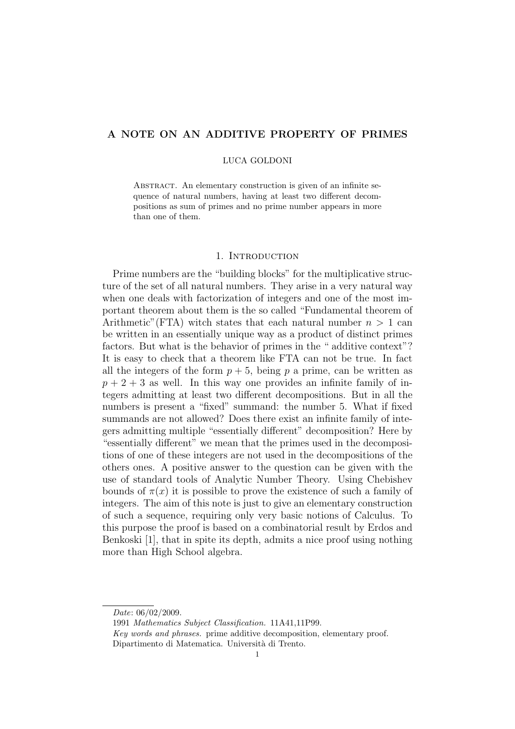# A NOTE ON AN ADDITIVE PROPERTY OF PRIMES

LUCA GOLDONI

Abstract. An elementary construction is given of an infinite sequence of natural numbers, having at least two different decompositions as sum of primes and no prime number appears in more than one of them.

## 1. Introduction

Prime numbers are the "building blocks" for the multiplicative structure of the set of all natural numbers. They arise in a very natural way when one deals with factorization of integers and one of the most important theorem about them is the so called "Fundamental theorem of Arithmetic"(FTA) witch states that each natural number $n > 1$ can be written in an essentially unique way as a product of distinct primes factors. But what is the behavior of primes in the " additive context"? It is easy to check that a theorem like FTA can not be true. In fact all the integers of the form $p + 5$, being $p$ a prime, can be written as $p + 2 + 3$ as well. In this way one provides an infinite family of integers admitting at least two different decompositions. But in all the numbers is present a "fixed" summand: the number 5. What if fixed summands are not allowed? Does there exist an infinite family of integers admitting multiple "essentially different" decomposition? Here by "essentially different" we mean that the primes used in the decompositions of one of these integers are not used in the decompositions of the others ones. A positive answer to the question can be given with the use of standard tools of Analytic Number Theory. Using Chebishev bounds of $\pi(x)$ it is possible to prove the existence of such a family of integers. The aim of this note is just to give an elementary construction of such a sequence, requiring only very basic notions of Calculus. To this purpose the proof is based on a combinatorial result by Erdos and Benkoski [1], that in spite its depth, admits a nice proof using nothing more than High School algebra.

*Date*: 06/02/2009.

1991 *Mathematics Subject Classification.* 11A41,11P99.

*Key words and phrases.* prime additive decomposition, elementary proof.

Dipartimento di Matematica. Università di Trento.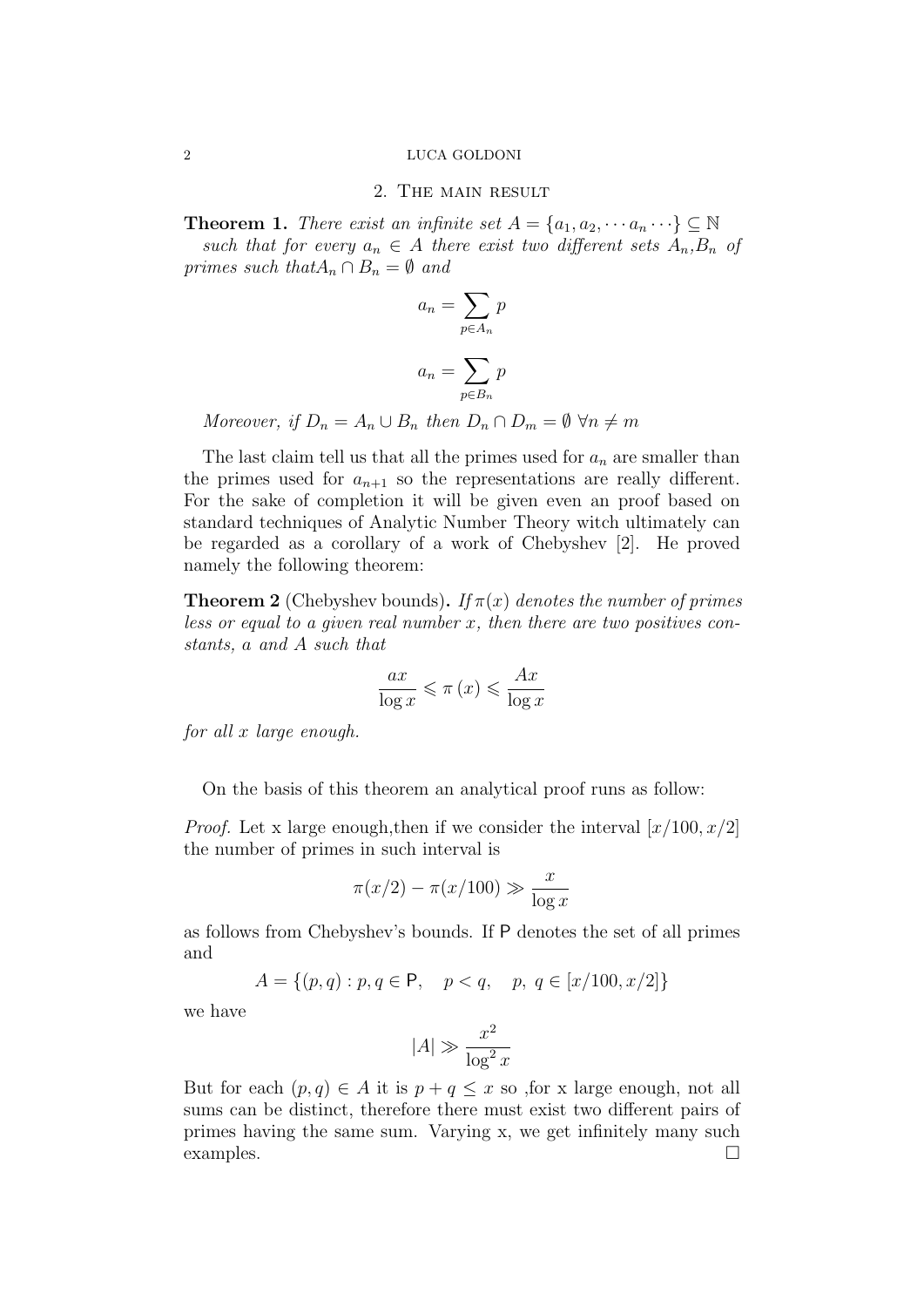## 2. The main result

**Theorem 1.** *There exist an infinite set $A = \{a_1, a_2, \cdots a_n \cdots\} \subseteq \mathbb{N}$ such that for every $a_n \in A$ there exist two different sets $A_n$,$B_n$ of primes such that$A_n \cap B_n = \emptyset$ and*

$$a_n = \sum_{p \in A_n} p$$

$$a_n = \sum_{p \in B_n} p$$

*Moreover, if $D_n = A_n \cup B_n$ then $D_n \cap D_m = \emptyset \; \forall n \neq m$*

The last claim tell us that all the primes used for $a_n$ are smaller than the primes used for $a_{n+1}$ so the representations are really different. For the sake of completion it will be given even an proof based on standard techniques of Analytic Number Theory witch ultimately can be regarded as a corollary of a work of Chebyshev [2]. He proved namely the following theorem:

**Theorem 2** (Chebyshev bounds)**.** *If $\pi(x)$ denotes the number of primes less or equal to a given real number $x$, then there are two positives constants, $a$ and $A$ such that*

$$\frac{ax}{\log x} \leqslant \pi(x) \leqslant \frac{Ax}{\log x}$$

*for all $x$ large enough.*

On the basis of this theorem an analytical proof runs as follow:

*Proof.* Let x large enough,then if we consider the interval $[x/100, x/2]$ the number of primes in such interval is

$$\pi(x/2) - \pi(x/100) \gg \frac{x}{\log x}$$

as follows from Chebyshev's bounds. If $\mathsf{P}$ denotes the set of all primes and

$$A = \{(p, q) : p, q \in \mathsf{P}, \quad p < q, \quad p, \; q \in [x/100, x/2]\}$$

we have

$$|A| \gg \frac{x^2}{\log^2 x}$$

But for each $(p, q) \in A$ it is $p + q \leq x$ so ,for x large enough, not all sums can be distinct, therefore there must exist two different pairs of primes having the same sum. Varying x, we get infinitely many such examples. $\square$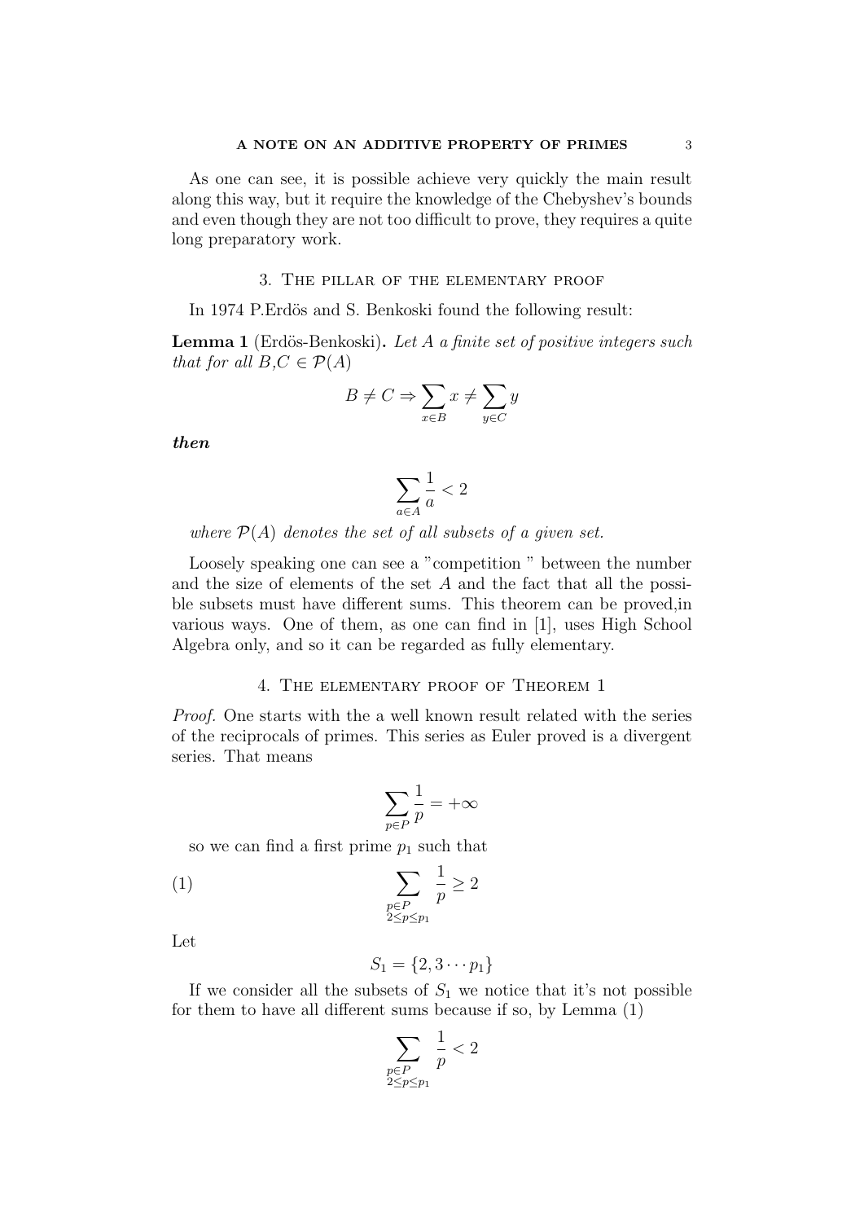As one can see, it is possible achieve very quickly the main result along this way, but it require the knowledge of the Chebyshev's bounds and even though they are not too difficult to prove, they requires a quite long preparatory work.

## 3. The pillar of the elementary proof

In 1974 P.Erdös and S. Benkoski found the following result:

**Lemma 1** (Erdös-Benkoski). *Let $A$ a finite set of positive integers such that for all $B,C \in \mathcal{P}(A)$*

$$B \neq C \Rightarrow \sum_{x \in B} x \neq \sum_{y \in C} y$$

***then***

$$\sum_{a \in A} \frac{1}{a} < 2$$

*where $\mathcal{P}(A)$ denotes the set of all subsets of a given set.*

Loosely speaking one can see a "competition " between the number and the size of elements of the set $A$ and the fact that all the possible subsets must have different sums. This theorem can be proved,in various ways. One of them, as one can find in [1], uses High School Algebra only, and so it can be regarded as fully elementary.

## 4. The elementary proof of Theorem 1

*Proof.* One starts with the a well known result related with the series of the reciprocals of primes. This series as Euler proved is a divergent series. That means

$$\sum_{p \in P} \frac{1}{p} = +\infty$$

so we can find a first prime $p_1$ such that

$$\sum_{\substack{p \in P \\ 2 \leq p \leq p_1}} \frac{1}{p} \geq 2 \tag{1}$$

Let

$$S_1 = \{2, 3 \cdots p_1\}$$

If we consider all the subsets of $S_1$ we notice that it's not possible for them to have all different sums because if so, by Lemma (1)

$$\sum_{\substack{p \in P \\ 2 \leq p \leq p_1}} \frac{1}{p} < 2$$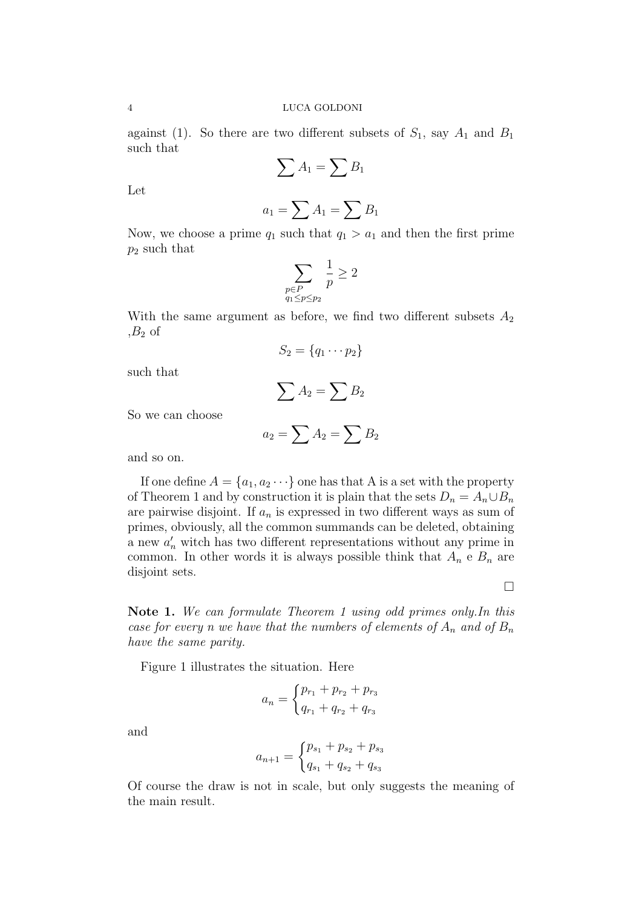against (1). So there are two different subsets of $S_1$, say $A_1$ and $B_1$ such that

$$\sum A_1 = \sum B_1$$

Let

$$a_1 = \sum A_1 = \sum B_1$$

Now, we choose a prime $q_1$ such that $q_1 > a_1$ and then the first prime $p_2$ such that

$$\sum_{\substack{p \in P \\ q_1 \leq p \leq p_2}} \frac{1}{p} \geq 2$$

With the same argument as before, we find two different subsets $A_2$ ,$B_2$ of

$$S_2 = \{q_1 \cdots p_2\}$$

such that

$$\sum A_2 = \sum B_2$$

So we can choose

$$a_2 = \sum A_2 = \sum B_2$$

and so on.

If one define $A = \{a_1, a_2 \cdots\}$ one has that A is a set with the property of Theorem 1 and by construction it is plain that the sets $D_n = A_n \cup B_n$ are pairwise disjoint. If $a_n$ is expressed in two different ways as sum of primes, obviously, all the common summands can be deleted, obtaining a new $a'_n$ witch has two different representations without any prime in common. In other words it is always possible think that $A_n$ e $B_n$ are disjoint sets.

□

**Note 1.** *We can formulate Theorem 1 using odd primes only.In this case for every n we have that the numbers of elements of $A_n$ and of $B_n$ have the same parity.*

Figure 1 illustrates the situation. Here

$$a_n = \begin{cases} p_{r_1} + p_{r_2} + p_{r_3} \\ q_{r_1} + q_{r_2} + q_{r_3} \end{cases}$$

and

$$a_{n+1} = \begin{cases} p_{s_1} + p_{s_2} + p_{s_3} \\ q_{s_1} + q_{s_2} + q_{s_3} \end{cases}$$

Of course the draw is not in scale, but only suggests the meaning of the main result.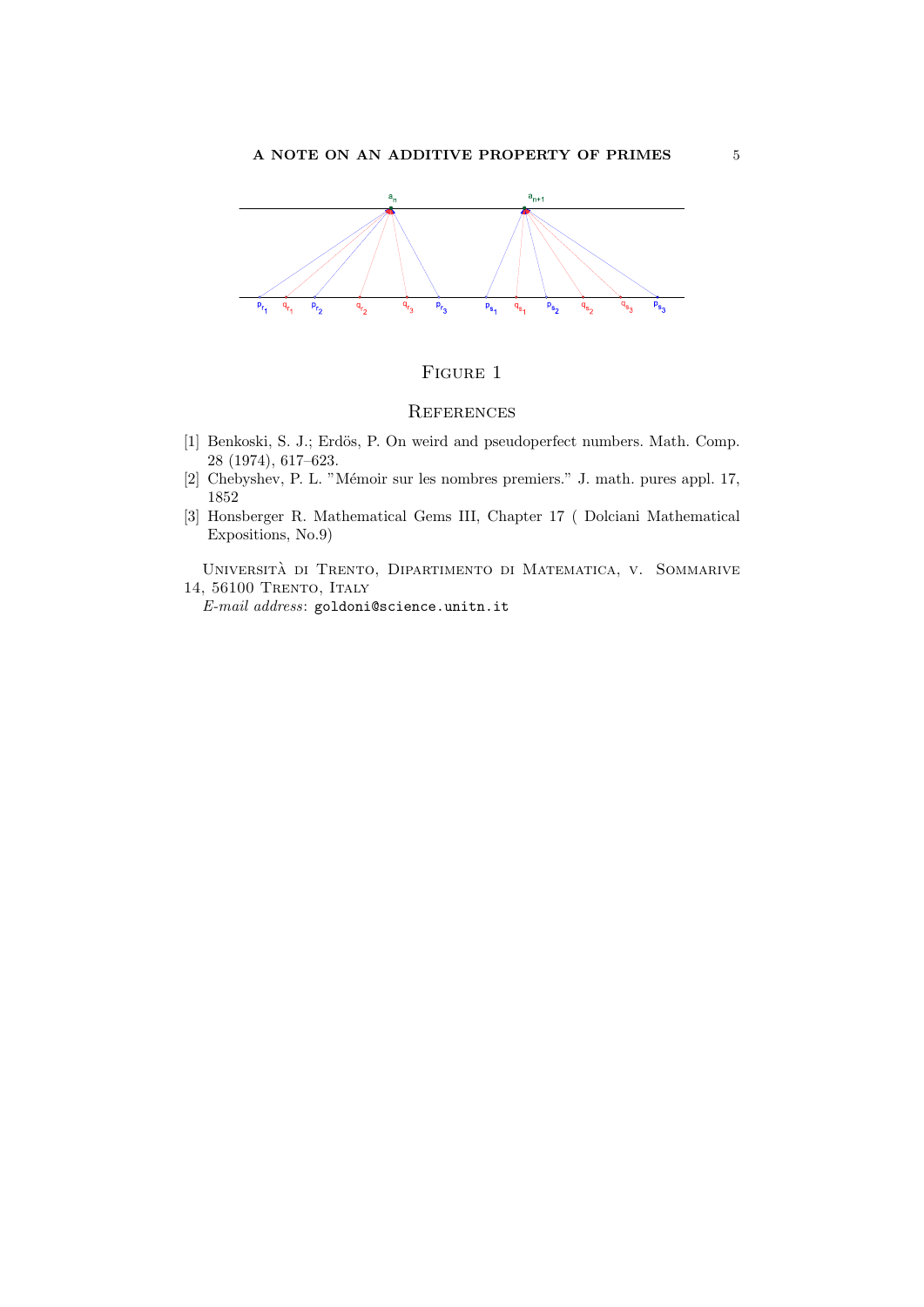$a_n$

$a_{n+1}$

$p_{r_1}$ $q_{r_1}$ $p_{r_2}$ $q_{r_2}$ $q_{r_3}$ $p_{r_3}$ $p_{s_1}$ $q_{s_1}$ $p_{s_2}$ $q_{s_2}$ $q_{s_3}$ $p_{s_3}$

Figure 1

## References

[1] Benkoski, S. J.; Erdös, P. On weird and pseudoperfect numbers. Math. Comp. 28 (1974), 617–623.

[2] Chebyshev, P. L. "Mémoir sur les nombres premiers." J. math. pures appl. 17, 1852

[3] Honsberger R. Mathematical Gems III, Chapter 17 ( Dolciani Mathematical Expositions, No.9)

Università di Trento, Dipartimento di Matematica, v. Sommarive 14, 56100 Trento, Italy

*E-mail address*: goldoni@science.unitn.it